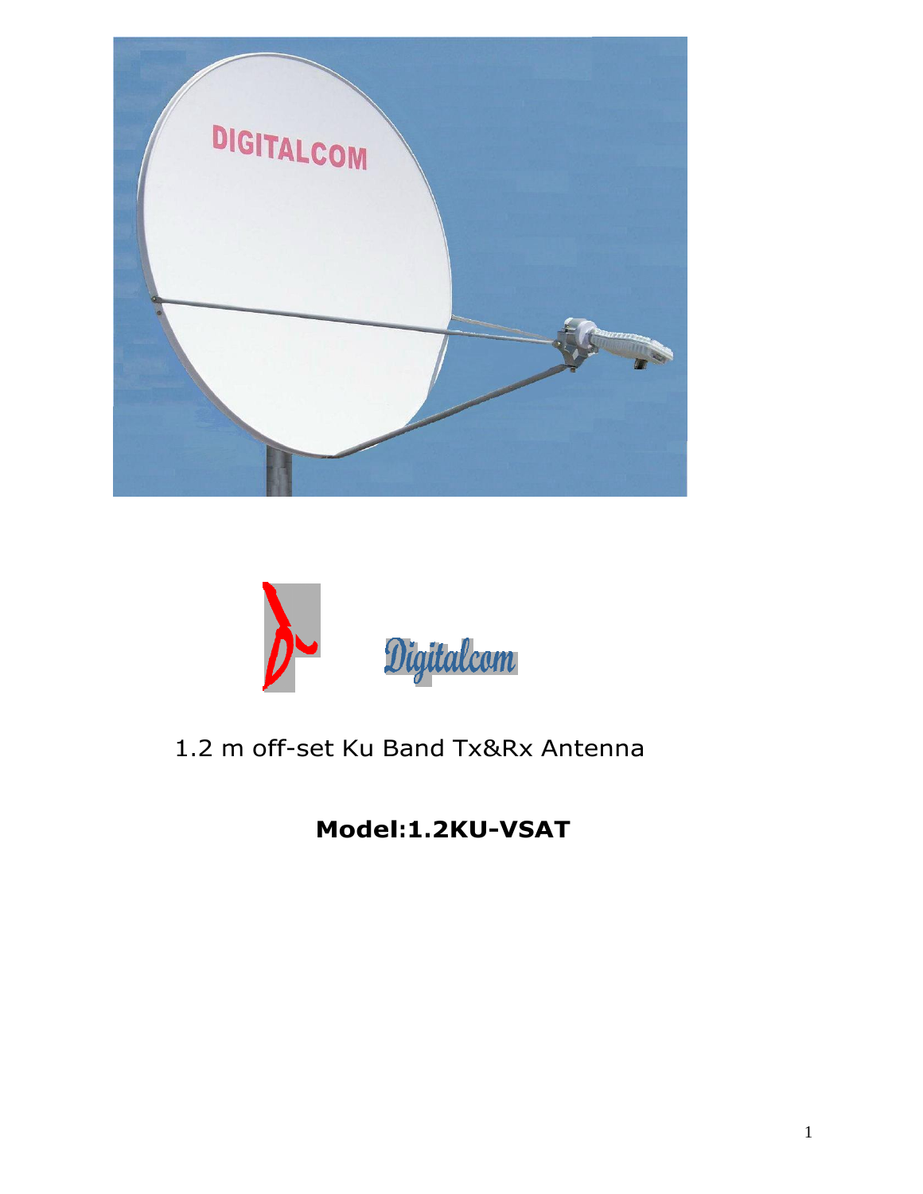1.2 m off-set Ku Band Tx&Rx Antenna

**Model:1.2KU-VSAT**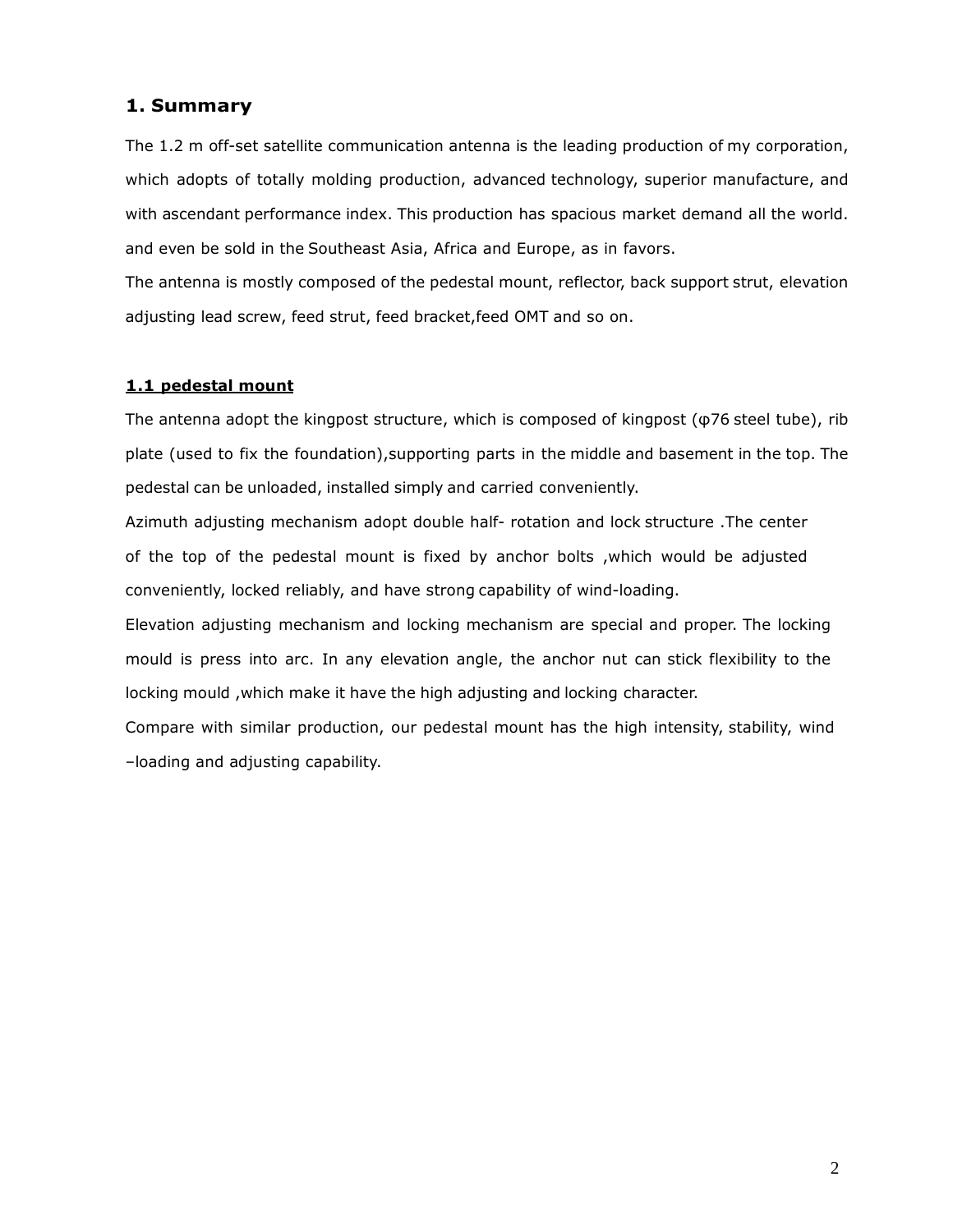## 1. Summary

The 1.2 m off-set satellite communication antenna is the leading production of my corporation, which adopts of totally molding production, advanced technology, superior manufacture, and with ascendant performance index. This production has spacious market demand all the world. and even be sold in the Southeast Asia, Africa and Europe, as in favors.

The antenna is mostly composed of the pedestal mount, reflector, back support strut, elevation adjusting lead screw, feed strut, feed bracket,feed OMT and so on.

### 1.1 pedestal mount

The antenna adopt the kingpost structure, which is composed of kingpost (φ76 steel tube), rib plate (used to fix the foundation),supporting parts in the middle and basement in the top. The pedestal can be unloaded, installed simply and carried conveniently.

Azimuth adjusting mechanism adopt double half- rotation and lock structure .The center of the top of the pedestal mount is fixed by anchor bolts ,which would be adjusted conveniently, locked reliably, and have strong capability of wind-loading.

Elevation adjusting mechanism and locking mechanism are special and proper. The locking mould is press into arc. In any elevation angle, the anchor nut can stick flexibility to the locking mould ,which make it have the high adjusting and locking character.

Compare with similar production, our pedestal mount has the high intensity, stability, wind –loading and adjusting capability.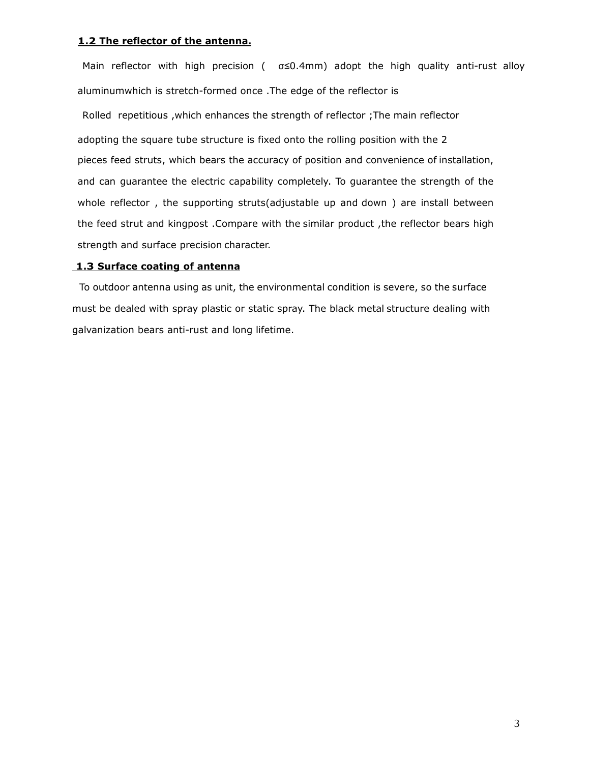**1.2 The reflector of the antenna.**

Main reflector with high precision ( $\sigma \leq 0.4mm$) adopt the high quality anti-rust alloy aluminumwhich is stretch-formed once .The edge of the reflector is Rolled repetitious ,which enhances the strength of reflector ;The main reflector adopting the square tube structure is fixed onto the rolling position with the 2 pieces feed struts, which bears the accuracy of position and convenience of installation, and can guarantee the electric capability completely. To guarantee the strength of the whole reflector , the supporting struts(adjustable up and down ) are install between the feed strut and kingpost .Compare with the similar product ,the reflector bears high strength and surface precision character.

**1.3 Surface coating of antenna**

To outdoor antenna using as unit, the environmental condition is severe, so the surface must be dealed with spray plastic or static spray. The black metal structure dealing with galvanization bears anti-rust and long lifetime.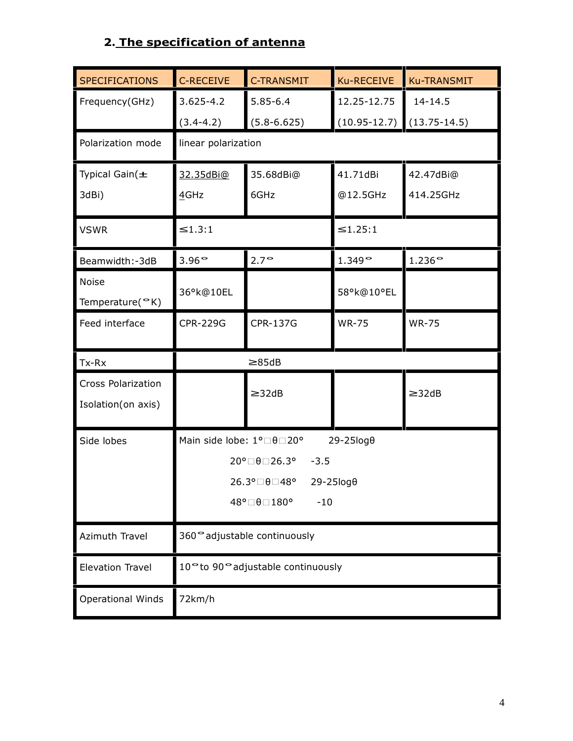## 2. The specification of antenna

| SPECIFICATIONS | C-RECEIVE | C-TRANSMIT | Ku-RECEIVE | Ku-TRANSMIT |
|---|---|---|---|---|
| Frequency(GHz) | 3.625-4.2 (3.4-4.2) | 5.85-6.4 (5.8-6.625) | 12.25-12.75 (10.95-12.7) | 14-14.5 (13.75-14.5) |
| Polarization mode | linear polarization | | | |
| Typical Gain(± 3dBi) | 32.35dBi@ 4GHz | 35.68dBi@ 6GHz | 41.71dBi @12.5GHz | 42.47dBi@ 414.25GHz |
| VSWR | ≤1.3:1 | | ≤1.25:1 | |
| Beamwidth:-3dB | 3.96° | 2.7° | 1.349° | 1.236° |
| Noise Temperature(°K) | 36°k@10EL | | 58°k@10°EL | |
| Feed interface | CPR-229G | CPR-137G | WR-75 | WR-75 |
| Tx-Rx | ≥85dB | | | |
| Cross Polarization Isolation(on axis) | | ≥32dB | | ≥32dB |
| Side lobes | Main side lobe: 1°□θ□20° 29-25logθ<br>20°□θ□26.3° -3.5<br>26.3°□θ□48° 29-25logθ<br>48°□θ□180° -10 | | | |
| Azimuth Travel | 360° adjustable continuously | | | |
| Elevation Travel | 10° to 90° adjustable continuously | | | |
| Operational Winds | 72km/h | | | |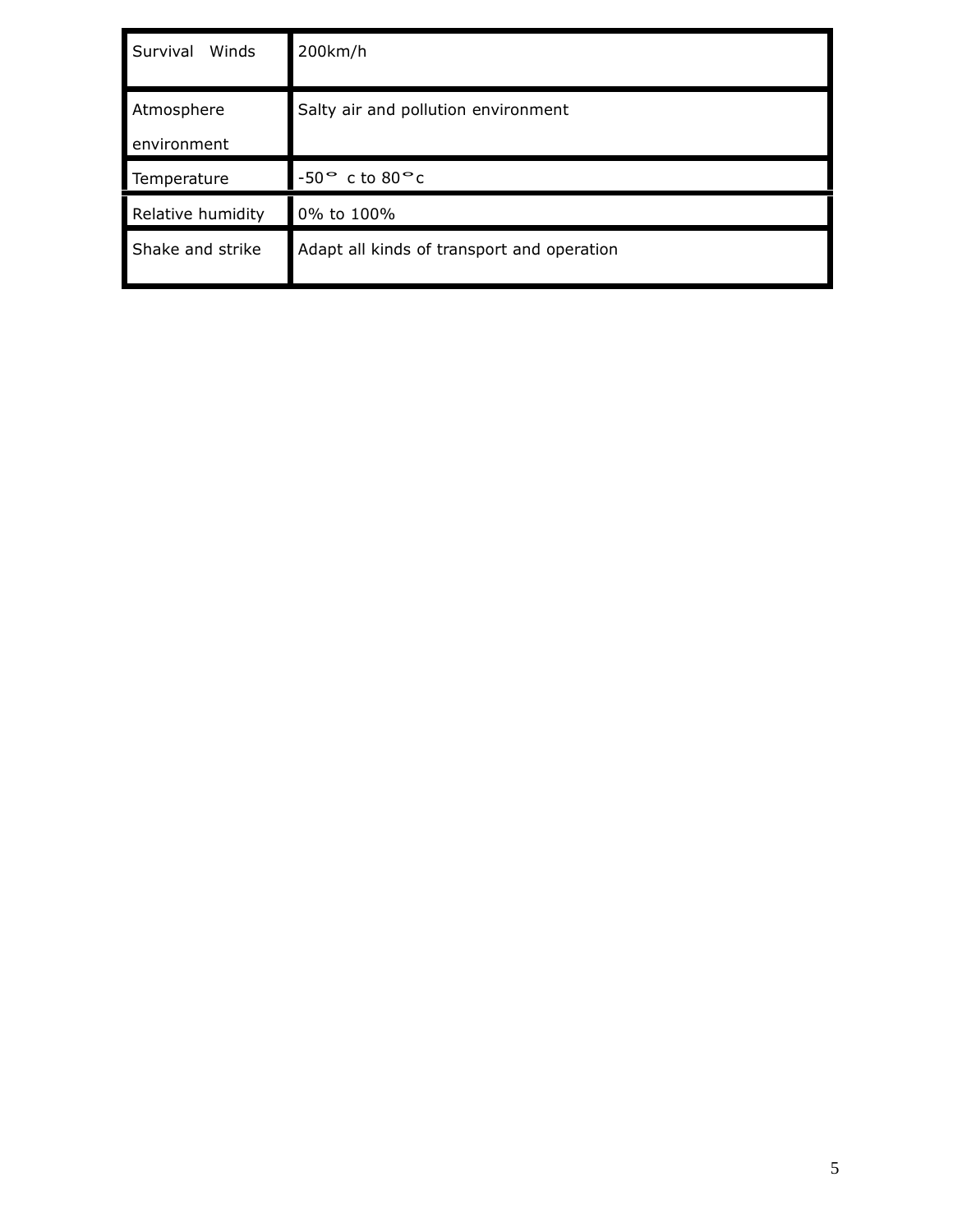| Survival Winds | 200km/h |
| --- | --- |
| Atmosphere environment | Salty air and pollution environment |
| Temperature | -50° c to 80°c |
| Relative humidity | 0% to 100% |
| Shake and strike | Adapt all kinds of transport and operation |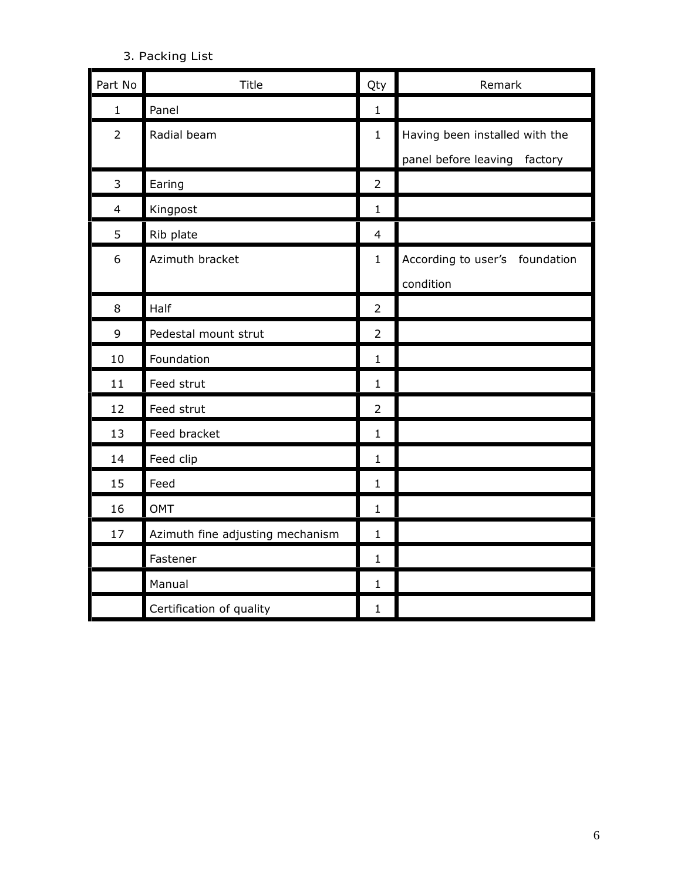3. Packing List

| Part No | Title | Qty | Remark |
| --- | --- | --- | --- |
| 1 | Panel | 1 | |
| 2 | Radial beam | 1 | Having been installed with the panel before leaving factory |
| 3 | Earing | 2 | |
| 4 | Kingpost | 1 | |
| 5 | Rib plate | 4 | |
| 6 | Azimuth bracket | 1 | According to user's foundation condition |
| 8 | Half | 2 | |
| 9 | Pedestal mount strut | 2 | |
| 10 | Foundation | 1 | |
| 11 | Feed strut | 1 | |
| 12 | Feed strut | 2 | |
| 13 | Feed bracket | 1 | |
| 14 | Feed clip | 1 | |
| 15 | Feed | 1 | |
| 16 | OMT | 1 | |
| 17 | Azimuth fine adjusting mechanism | 1 | |
| | Fastener | 1 | |
| | Manual | 1 | |
| | Certification of quality | 1 | |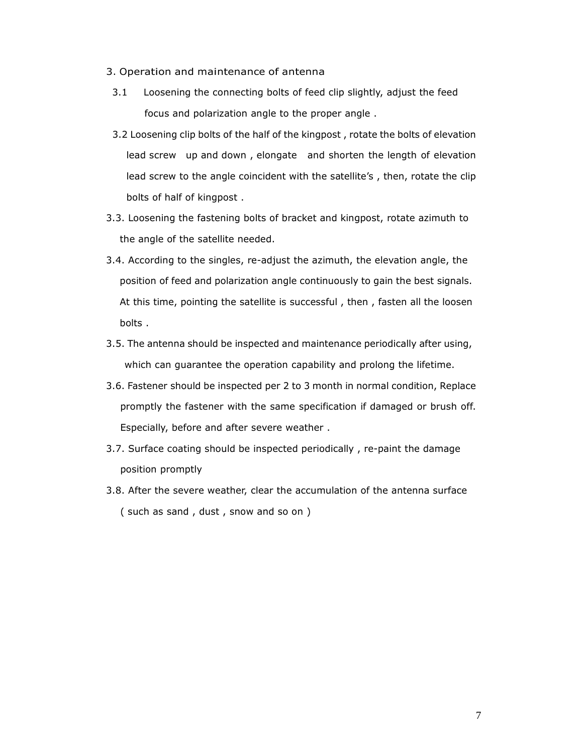## 3. Operation and maintenance of antenna

3.1 Loosening the connecting bolts of feed clip slightly, adjust the feed focus and polarization angle to the proper angle .

3.2 Loosening clip bolts of the half of the kingpost , rotate the bolts of elevation lead screw up and down , elongate and shorten the length of elevation lead screw to the angle coincident with the satellite's , then, rotate the clip bolts of half of kingpost .

3.3. Loosening the fastening bolts of bracket and kingpost, rotate azimuth to the angle of the satellite needed.

3.4. According to the singles, re-adjust the azimuth, the elevation angle, the position of feed and polarization angle continuously to gain the best signals. At this time, pointing the satellite is successful , then , fasten all the loosen bolts .

3.5. The antenna should be inspected and maintenance periodically after using, which can guarantee the operation capability and prolong the lifetime.

3.6. Fastener should be inspected per 2 to 3 month in normal condition, Replace promptly the fastener with the same specification if damaged or brush off. Especially, before and after severe weather .

3.7. Surface coating should be inspected periodically , re-paint the damage position promptly

3.8. After the severe weather, clear the accumulation of the antenna surface ( such as sand , dust , snow and so on )